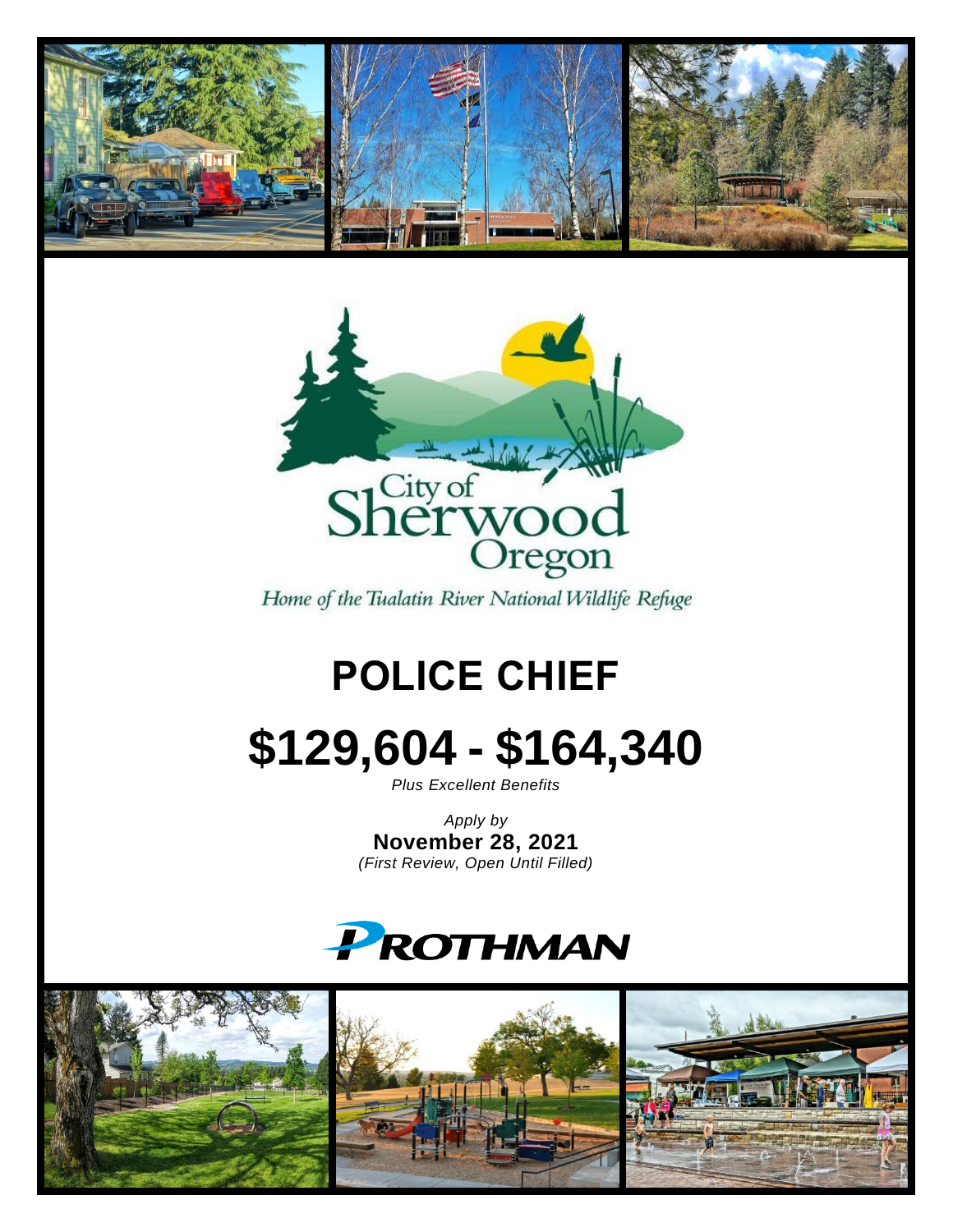City of Sherwood Oregon

*Home of the Tualatin River National Wildlife Refuge*

# POLICE CHIEF

# $129,604 - $164,340

*Plus Excellent Benefits*

*Apply by*

**November 28, 2021**

*(First Review, Open Until Filled)*

PROTHMAN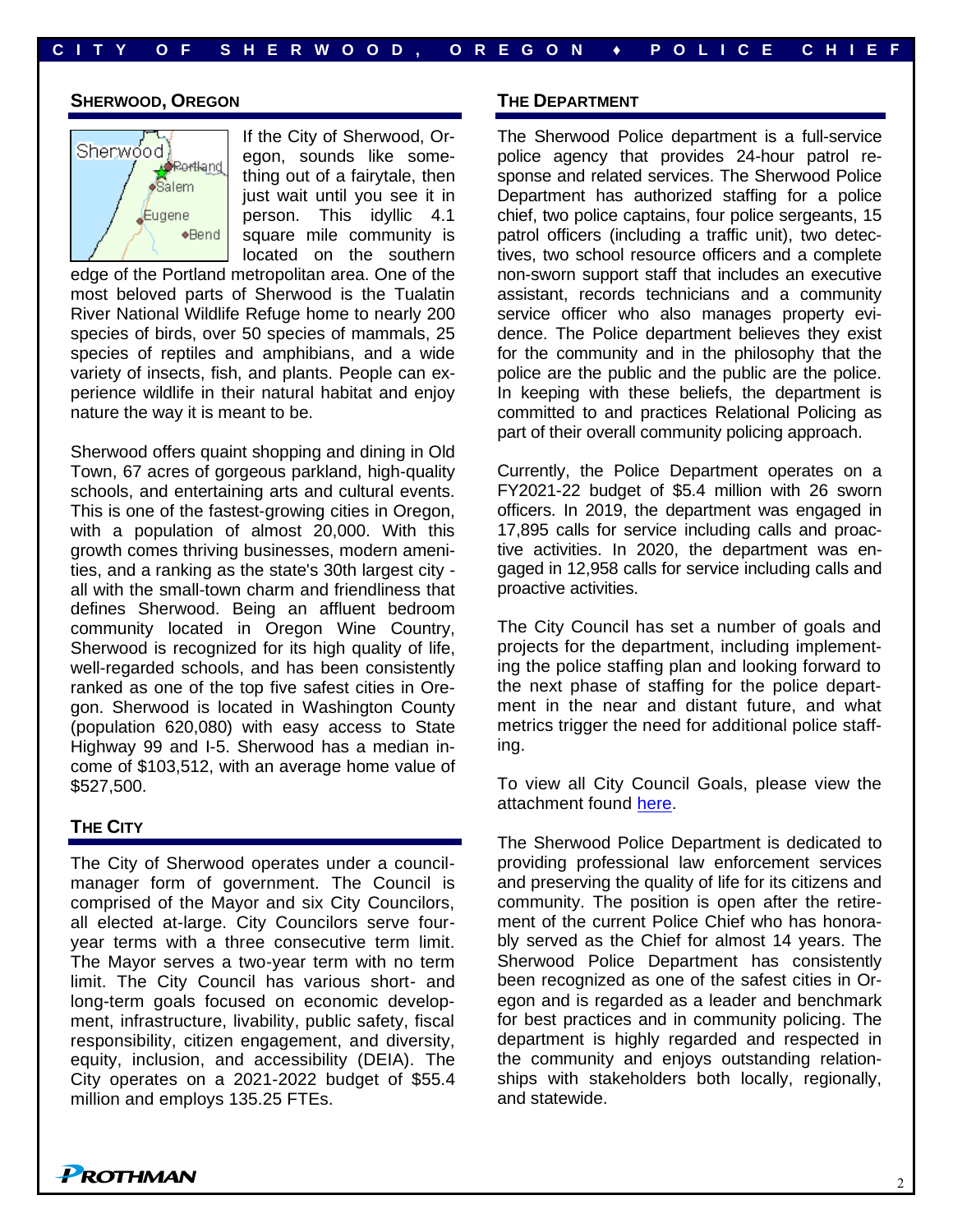## SHERWOOD, OREGON

If the City of Sherwood, Oregon, sounds like something out of a fairytale, then just wait until you see it in person. This idyllic 4.1 square mile community is located on the southern edge of the Portland metropolitan area. One of the most beloved parts of Sherwood is the Tualatin River National Wildlife Refuge home to nearly 200 species of birds, over 50 species of mammals, 25 species of reptiles and amphibians, and a wide variety of insects, fish, and plants. People can experience wildlife in their natural habitat and enjoy nature the way it is meant to be.

Sherwood offers quaint shopping and dining in Old Town, 67 acres of gorgeous parkland, high-quality schools, and entertaining arts and cultural events. This is one of the fastest-growing cities in Oregon, with a population of almost 20,000. With this growth comes thriving businesses, modern amenities, and a ranking as the state's 30th largest city - all with the small-town charm and friendliness that defines Sherwood. Being an affluent bedroom community located in Oregon Wine Country, Sherwood is recognized for its high quality of life, well-regarded schools, and has been consistently ranked as one of the top five safest cities in Oregon. Sherwood is located in Washington County (population 620,080) with easy access to State Highway 99 and I-5. Sherwood has a median income of $103,512, with an average home value of $527,500.

## THE CITY

The City of Sherwood operates under a council-manager form of government. The Council is comprised of the Mayor and six City Councilors, all elected at-large. City Councilors serve four-year terms with a three consecutive term limit. The Mayor serves a two-year term with no term limit. The City Council has various short- and long-term goals focused on economic development, infrastructure, livability, public safety, fiscal responsibility, citizen engagement, and diversity, equity, inclusion, and accessibility (DEIA). The City operates on a 2021-2022 budget of $55.4 million and employs 135.25 FTEs.

## THE DEPARTMENT

The Sherwood Police department is a full-service police agency that provides 24-hour patrol response and related services. The Sherwood Police Department has authorized staffing for a police chief, two police captains, four police sergeants, 15 patrol officers (including a traffic unit), two detectives, two school resource officers and a complete non-sworn support staff that includes an executive assistant, records technicians and a community service officer who also manages property evidence. The Police department believes they exist for the community and in the philosophy that the police are the public and the public are the police. In keeping with these beliefs, the department is committed to and practices Relational Policing as part of their overall community policing approach.

Currently, the Police Department operates on a FY2021-22 budget of $5.4 million with 26 sworn officers. In 2019, the department was engaged in 17,895 calls for service including calls and proactive activities. In 2020, the department was engaged in 12,958 calls for service including calls and proactive activities.

The City Council has set a number of goals and projects for the department, including implementing the police staffing plan and looking forward to the next phase of staffing for the police department in the near and distant future, and what metrics trigger the need for additional police staffing.

To view all City Council Goals, please view the attachment found here.

The Sherwood Police Department is dedicated to providing professional law enforcement services and preserving the quality of life for its citizens and community. The position is open after the retirement of the current Police Chief who has honorably served as the Chief for almost 14 years. The Sherwood Police Department has consistently been recognized as one of the safest cities in Oregon and is regarded as a leader and benchmark for best practices and in community policing. The department is highly regarded and respected in the community and enjoys outstanding relationships with stakeholders both locally, regionally, and statewide.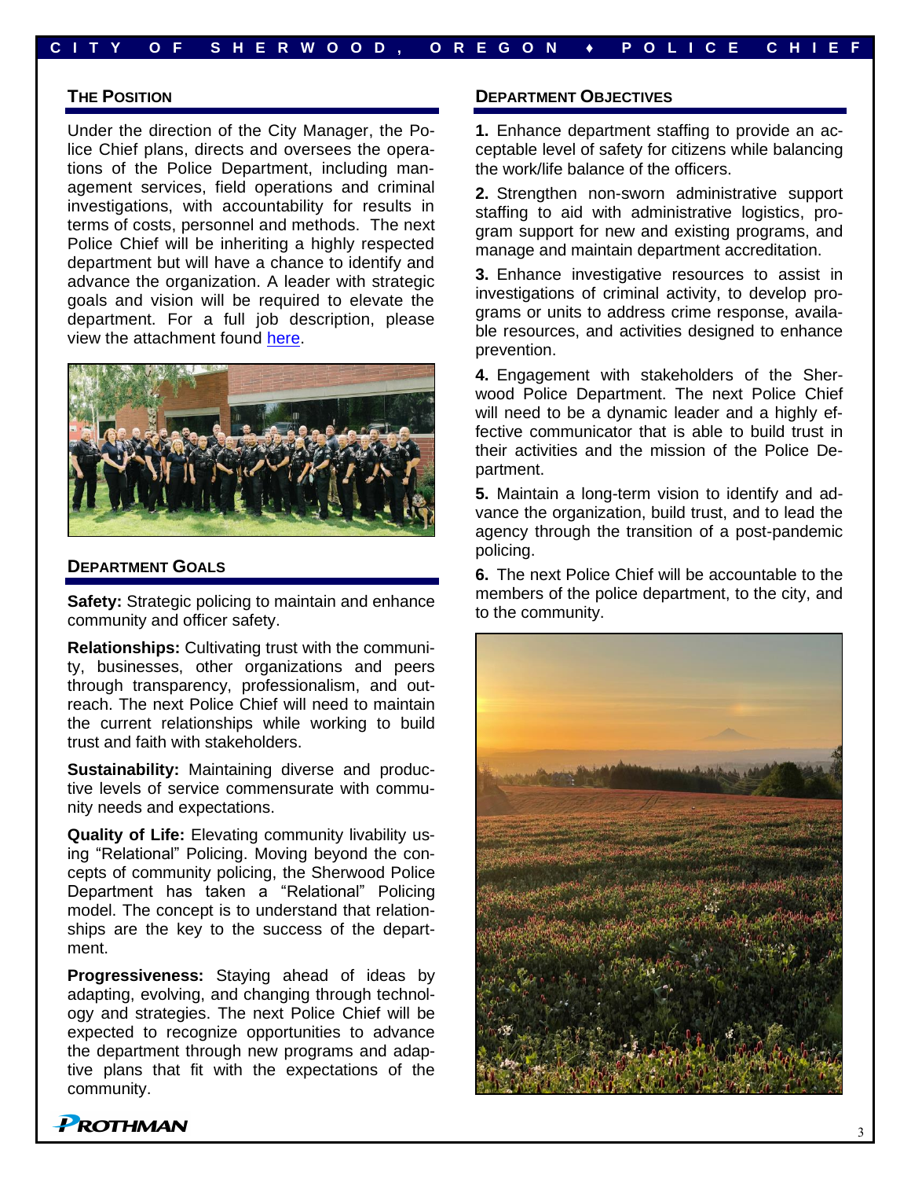## The Position

Under the direction of the City Manager, the Police Chief plans, directs and oversees the operations of the Police Department, including management services, field operations and criminal investigations, with accountability for results in terms of costs, personnel and methods. The next Police Chief will be inheriting a highly respected department but will have a chance to identify and advance the organization. A leader with strategic goals and vision will be required to elevate the department. For a full job description, please view the attachment found here.

## Department Goals

**Safety:** Strategic policing to maintain and enhance community and officer safety.

**Relationships:** Cultivating trust with the community, businesses, other organizations and peers through transparency, professionalism, and outreach. The next Police Chief will need to maintain the current relationships while working to build trust and faith with stakeholders.

**Sustainability:** Maintaining diverse and productive levels of service commensurate with community needs and expectations.

**Quality of Life:** Elevating community livability using "Relational" Policing. Moving beyond the concepts of community policing, the Sherwood Police Department has taken a "Relational" Policing model. The concept is to understand that relationships are the key to the success of the department.

**Progressiveness:** Staying ahead of ideas by adapting, evolving, and changing through technology and strategies. The next Police Chief will be expected to recognize opportunities to advance the department through new programs and adaptive plans that fit with the expectations of the community.

## Department Objectives

**1.** Enhance department staffing to provide an acceptable level of safety for citizens while balancing the work/life balance of the officers.

**2.** Strengthen non-sworn administrative support staffing to aid with administrative logistics, program support for new and existing programs, and manage and maintain department accreditation.

**3.** Enhance investigative resources to assist in investigations of criminal activity, to develop programs or units to address crime response, available resources, and activities designed to enhance prevention.

**4.** Engagement with stakeholders of the Sherwood Police Department. The next Police Chief will need to be a dynamic leader and a highly effective communicator that is able to build trust in their activities and the mission of the Police Department.

**5.** Maintain a long-term vision to identify and advance the organization, build trust, and to lead the agency through the transition of a post-pandemic policing.

**6.** The next Police Chief will be accountable to the members of the police department, to the city, and to the community.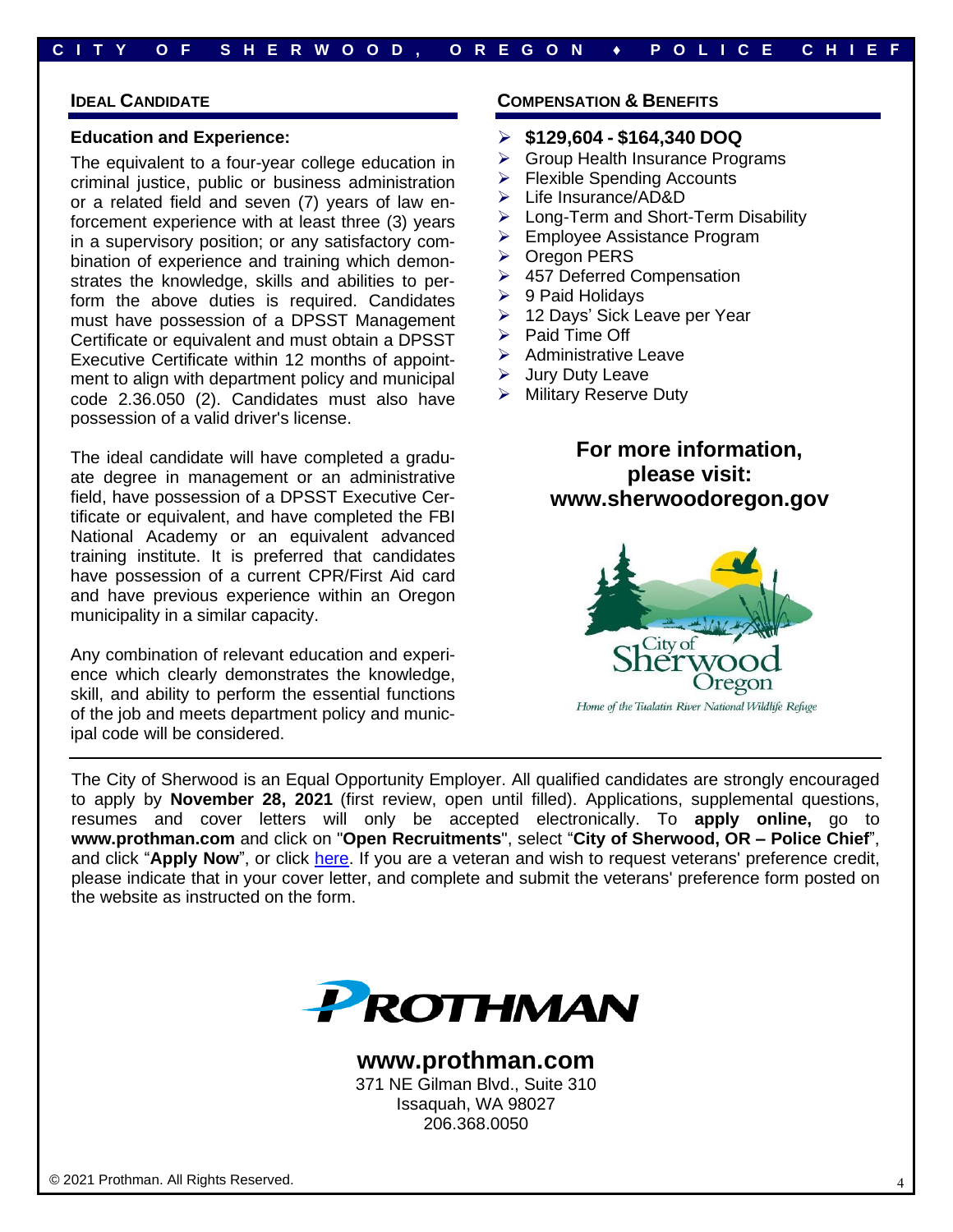## IDEAL CANDIDATE

**Education and Experience:**

The equivalent to a four-year college education in criminal justice, public or business administration or a related field and seven (7) years of law enforcement experience with at least three (3) years in a supervisory position; or any satisfactory combination of experience and training which demonstrates the knowledge, skills and abilities to perform the above duties is required. Candidates must have possession of a DPSST Management Certificate or equivalent and must obtain a DPSST Executive Certificate within 12 months of appointment to align with department policy and municipal code 2.36.050 (2). Candidates must also have possession of a valid driver's license.

The ideal candidate will have completed a graduate degree in management or an administrative field, have possession of a DPSST Executive Certificate or equivalent, and have completed the FBI National Academy or an equivalent advanced training institute. It is preferred that candidates have possession of a current CPR/First Aid card and have previous experience within an Oregon municipality in a similar capacity.

Any combination of relevant education and experience which clearly demonstrates the knowledge, skill, and ability to perform the essential functions of the job and meets department policy and municipal code will be considered.

## COMPENSATION & BENEFITS

- **$129,604 - $164,340 DOQ**
- Group Health Insurance Programs
- Flexible Spending Accounts
- Life Insurance/AD&D
- Long-Term and Short-Term Disability
- Employee Assistance Program
- Oregon PERS
- 457 Deferred Compensation
- 9 Paid Holidays
- 12 Days' Sick Leave per Year
- Paid Time Off
- Administrative Leave
- Jury Duty Leave
- Military Reserve Duty

**For more information, please visit: www.sherwoodoregon.gov**

City of Sherwood Oregon

*Home of the Tualatin River National Wildlife Refuge*

---

The City of Sherwood is an Equal Opportunity Employer. All qualified candidates are strongly encouraged to apply by **November 28, 2021** (first review, open until filled). Applications, supplemental questions, resumes and cover letters will only be accepted electronically. To **apply online,** go to **www.prothman.com** and click on "**Open Recruitments**", select "**City of Sherwood, OR – Police Chief**", and click "**Apply Now**", or click here. If you are a veteran and wish to request veterans' preference credit, please indicate that in your cover letter, and complete and submit the veterans' preference form posted on the website as instructed on the form.

PROTHMAN

**www.prothman.com**
371 NE Gilman Blvd., Suite 310
Issaquah, WA 98027
206.368.0050

© 2021 Prothman. All Rights Reserved.